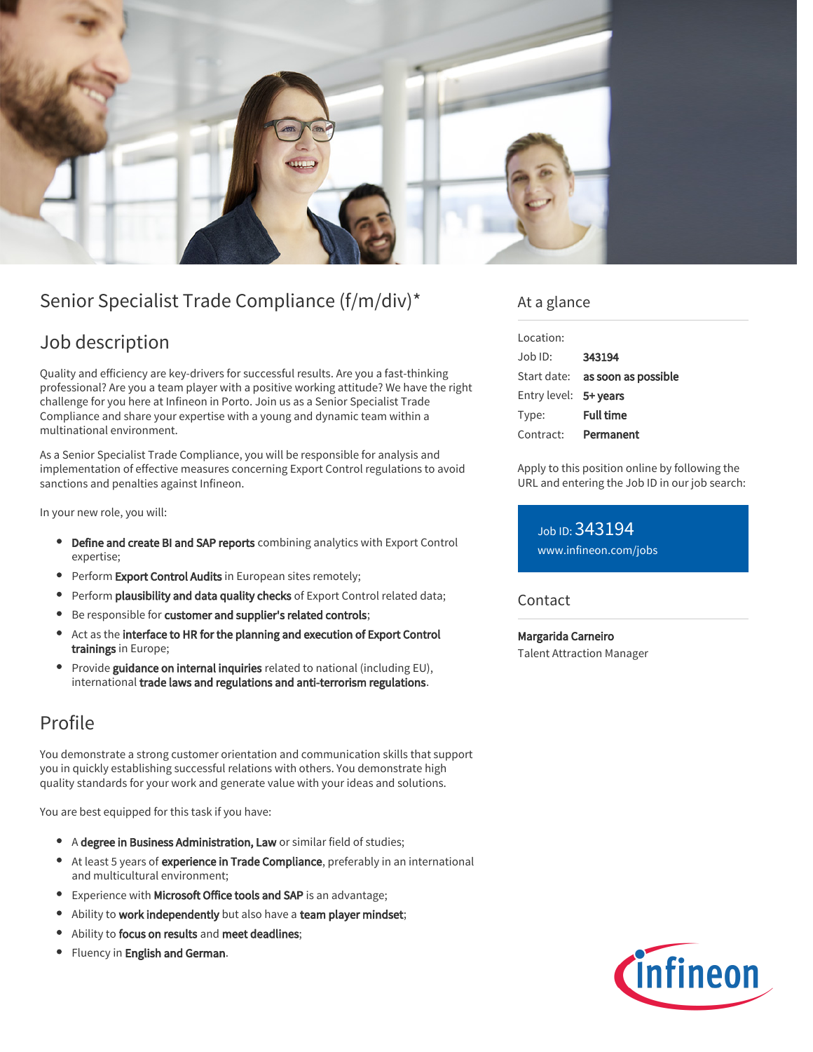# Senior Specialist Trade Compliance (f/m/div)*

## Job description

Quality and efficiency are key-drivers for successful results. Are you a fast-thinking professional? Are you a team player with a positive working attitude? We have the right challenge for you here at Infineon in Porto. Join us as a Senior Specialist Trade Compliance and share your expertise with a young and dynamic team within a multinational environment.

As a Senior Specialist Trade Compliance, you will be responsible for analysis and implementation of effective measures concerning Export Control regulations to avoid sanctions and penalties against Infineon.

In your new role, you will:

- **Define and create BI and SAP reports** combining analytics with Export Control expertise;
- Perform **Export Control Audits** in European sites remotely;
- Perform **plausibility and data quality checks** of Export Control related data;
- Be responsible for **customer and supplier's related controls**;
- Act as the **interface to HR for the planning and execution of Export Control trainings** in Europe;
- Provide **guidance on internal inquiries** related to national (including EU), international **trade laws and regulations and anti-terrorism regulations**.

## Profile

You demonstrate a strong customer orientation and communication skills that support you in quickly establishing successful relations with others. You demonstrate high quality standards for your work and generate value with your ideas and solutions.

You are best equipped for this task if you have:

- A **degree in Business Administration, Law** or similar field of studies;
- At least 5 years of **experience in Trade Compliance**, preferably in an international and multicultural environment;
- Experience with **Microsoft Office tools and SAP** is an advantage;
- Ability to **work independently** but also have a **team player mindset**;
- Ability to **focus on results** and **meet deadlines**;
- Fluency in **English and German**.

## At a glance

| | |
|---|---|
| Location: | |
| Job ID: | **343194** |
| Start date: | **as soon as possible** |
| Entry level: | **5+ years** |
| Type: | **Full time** |
| Contract: | **Permanent** |

Apply to this position online by following the URL and entering the Job ID in our job search:

Job ID: 343194
www.infineon.com/jobs

## Contact

**Margarida Carneiro**
Talent Attraction Manager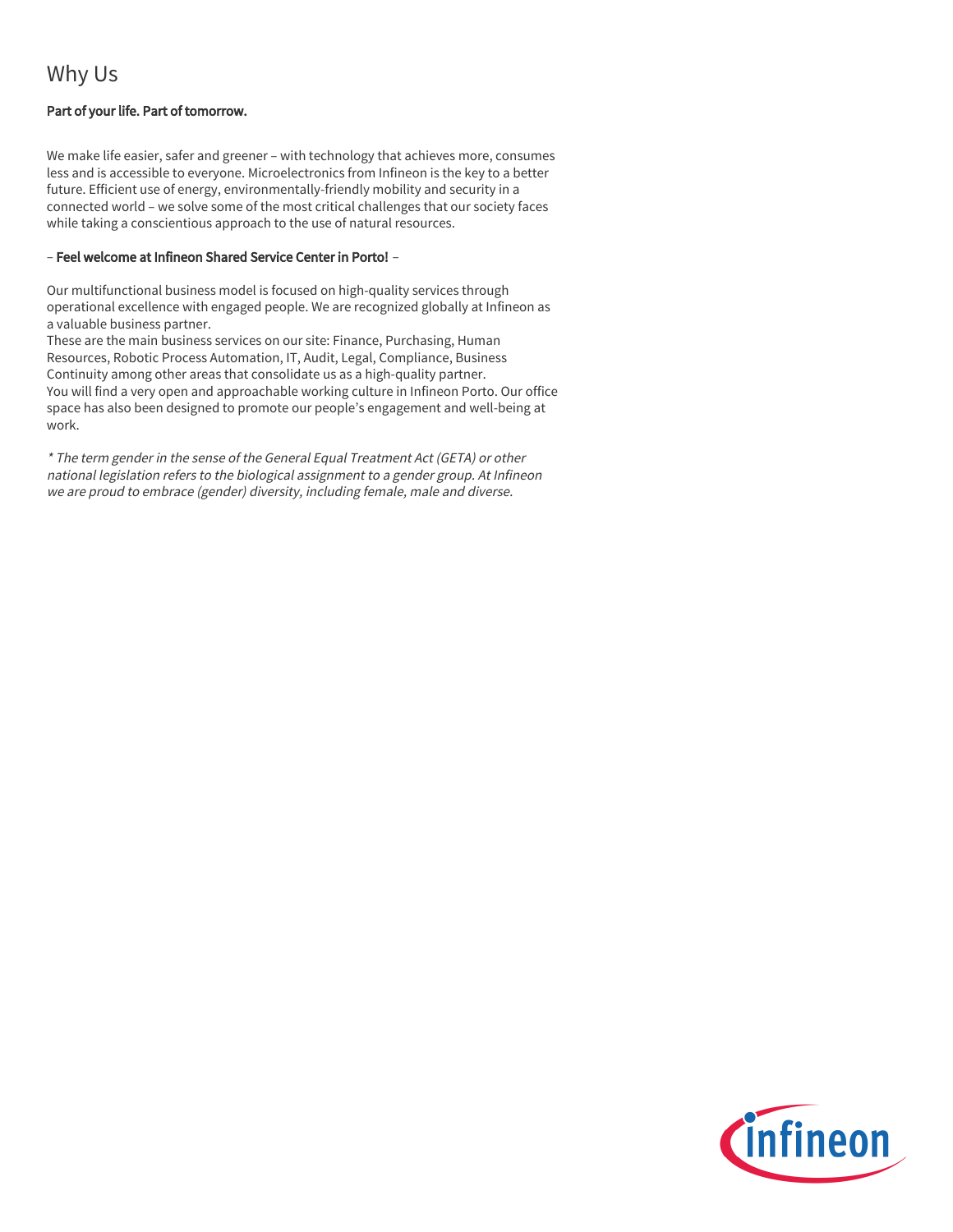# Why Us

**Part of your life. Part of tomorrow.**

We make life easier, safer and greener – with technology that achieves more, consumes less and is accessible to everyone. Microelectronics from Infineon is the key to a better future. Efficient use of energy, environmentally-friendly mobility and security in a connected world – we solve some of the most critical challenges that our society faces while taking a conscientious approach to the use of natural resources.

– **Feel welcome at Infineon Shared Service Center in Porto!** –

Our multifunctional business model is focused on high-quality services through operational excellence with engaged people. We are recognized globally at Infineon as a valuable business partner.
These are the main business services on our site: Finance, Purchasing, Human Resources, Robotic Process Automation, IT, Audit, Legal, Compliance, Business Continuity among other areas that consolidate us as a high-quality partner.
You will find a very open and approachable working culture in Infineon Porto. Our office space has also been designed to promote our people's engagement and well-being at work.

*\* The term gender in the sense of the General Equal Treatment Act (GETA) or other national legislation refers to the biological assignment to a gender group. At Infineon we are proud to embrace (gender) diversity, including female, male and diverse.*